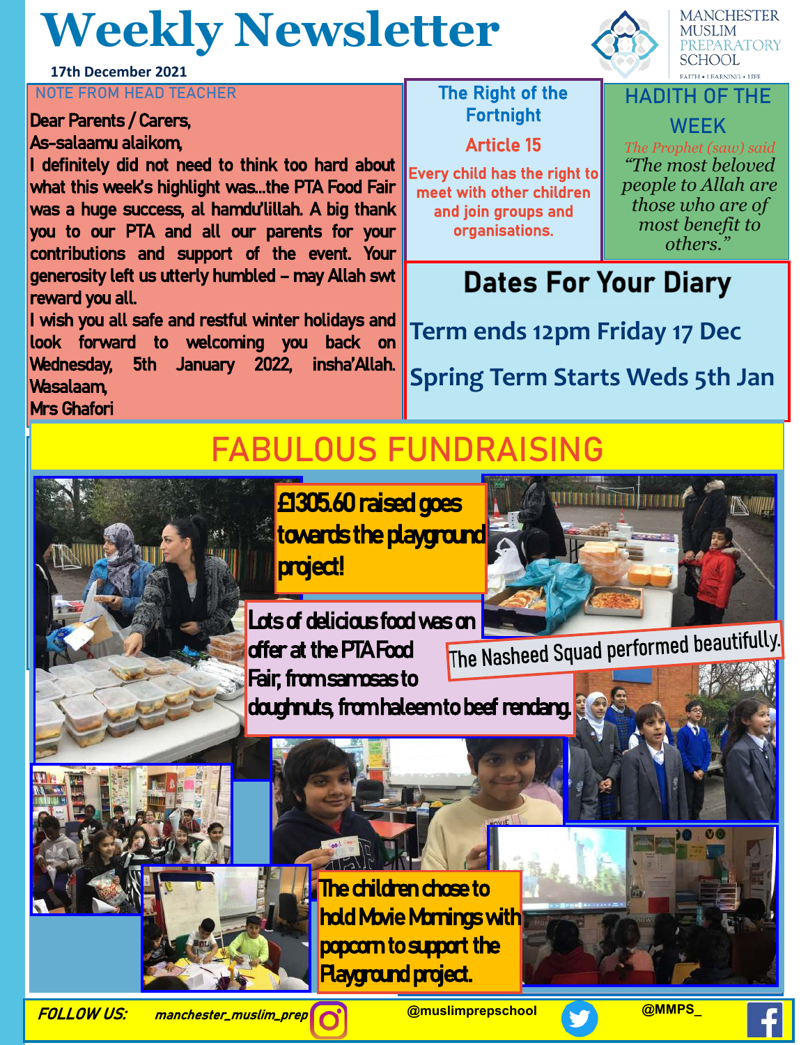# Weekly Newsletter

17th December 2021

MANCHESTER MUSLIM PREPARATORY SCHOOL
FAITH • LEARNING • LIFE

## NOTE FROM HEAD TEACHER

Dear Parents / Carers,

As-salaamu alaikom,

I definitely did not need to think too hard about what this week's highlight was...the PTA Food Fair was a huge success, al hamdu'lillah. A big thank you to our PTA and all our parents for your contributions and support of the event. Your generosity left us utterly humbled – may Allah swt reward you all.

I wish you all safe and restful winter holidays and look forward to welcoming you back on Wednesday, 5th January 2022, insha'Allah.

Wasalaam,

Mrs Ghafori

## The Right of the Fortnight

**Article 15**

Every child has the right to meet with other children and join groups and organisations.

## HADITH OF THE WEEK

*The Prophet (saw) said*

*"The most beloved people to Allah are those who are of most benefit to others."*

## Dates For Your Diary

Term ends 12pm Friday 17 Dec

Spring Term Starts Weds 5th Jan

## FABULOUS FUNDRAISING

**£1305.60 raised goes towards the playground project!**

Lots of delicious food was on offer at the PTA Food Fair, from samosas to doughnuts, from haleem to beef rendang.

The Nasheed Squad performed beautifully.

The children chose to hold Movie Mornings with popcorn to support the Playground project.

FOLLOW US: manchester_muslim_prep @muslimprepschool @MMPS_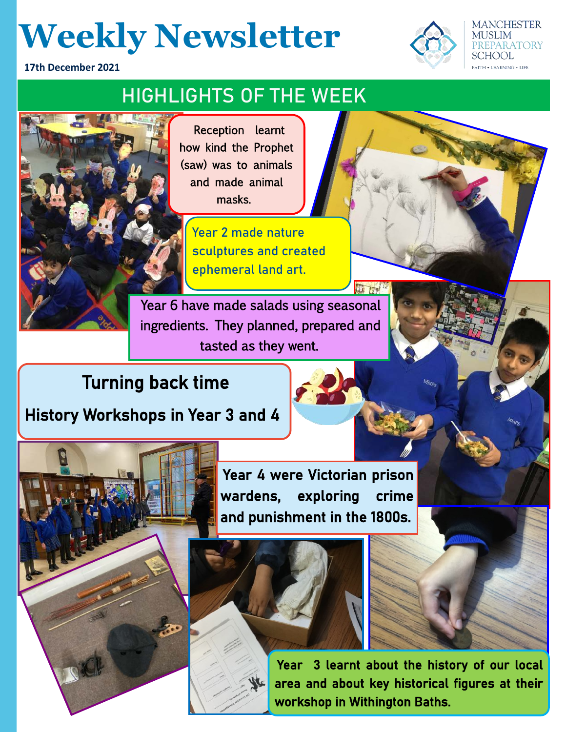# Weekly Newsletter

**17th December 2021**

MANCHESTER MUSLIM PREPARATORY SCHOOL

FAITH • LEARNING • LIFE

## HIGHLIGHTS OF THE WEEK

Reception learnt how kind the Prophet (saw) was to animals and made animal masks.

Year 2 made nature sculptures and created ephemeral land art.

Year 6 have made salads using seasonal ingredients. They planned, prepared and tasted as they went.

## Turning back time

### History Workshops in Year 3 and 4

**Year 4 were Victorian prison wardens, exploring crime and punishment in the 1800s.**

**Year 3 learnt about the history of our local area and about key historical figures at their workshop in Withington Baths.**